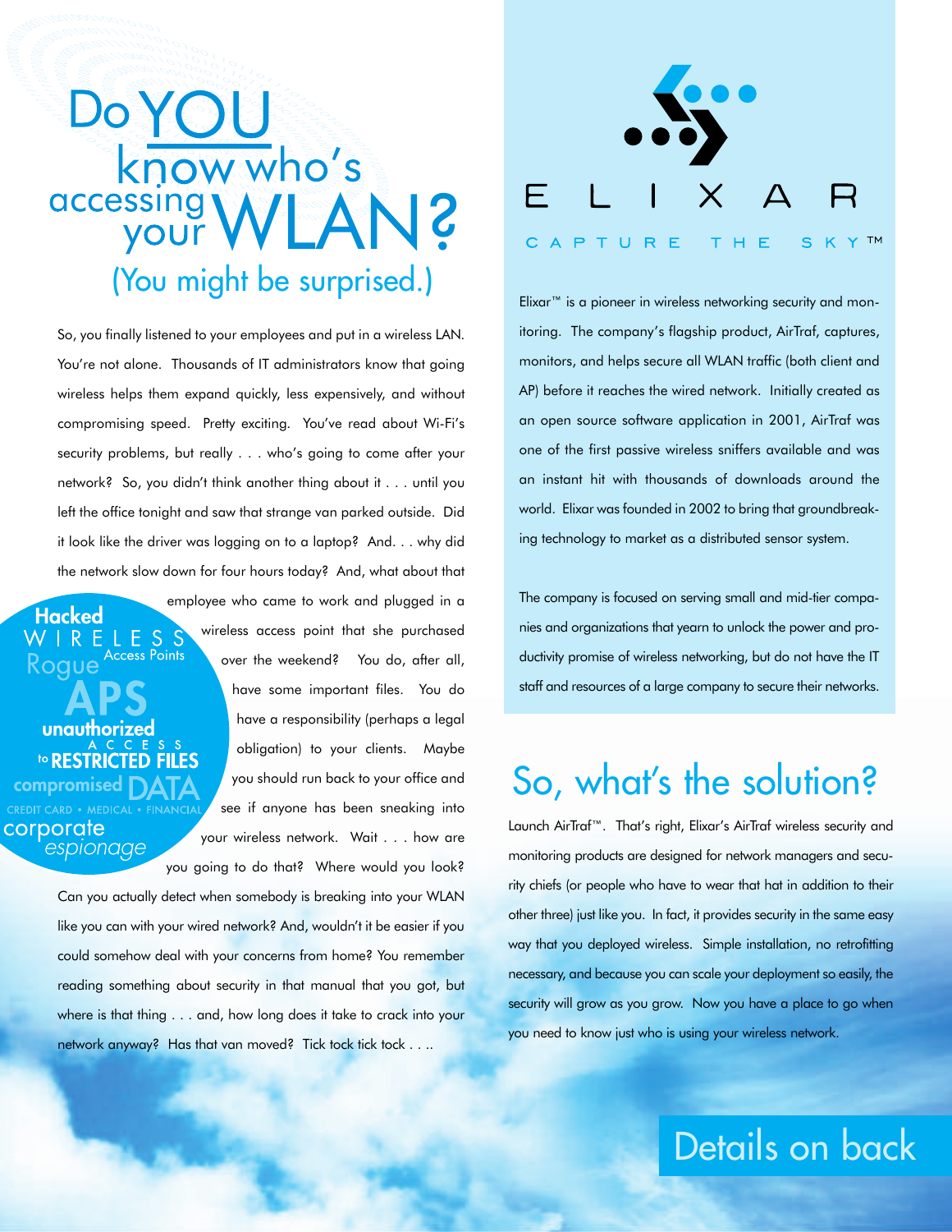# Do YOU know who's accessing your WLAN?

## (You might be surprised.)

So, you finally listened to your employees and put in a wireless LAN. You're not alone. Thousands of IT administrators know that going wireless helps them expand quickly, less expensively, and without compromising speed. Pretty exciting. You've read about Wi-Fi's security problems, but really . . . who's going to come after your network? So, you didn't think another thing about it . . . until you left the office tonight and saw that strange van parked outside. Did it look like the driver was logging on to a laptop? And. . . why did the network slow down for four hours today? And, what about that employee who came to work and plugged in a wireless access point that she purchased over the weekend? You do, after all, have some important files. You do have a responsibility (perhaps a legal obligation) to your clients. Maybe you should run back to your office and see if anyone has been sneaking into your wireless network. Wait . . . how are you going to do that? Where would you look? Can you actually detect when somebody is breaking into your WLAN like you can with your wired network? And, wouldn't it be easier if you could somehow deal with your concerns from home? You remember reading something about security in that manual that you got, but where is that thing . . . and, how long does it take to crack into your network anyway? Has that van moved? Tick tock tick tock . . ..

**Hacked**
WIRELESS
Rogue Access Points
**APS**
**unauthorized**
ACCESS
to **RESTRICTED FILES**
**compromised** DATA
CREDIT CARD • MEDICAL • FINANCIAL
corporate
*espionage*

ELIXAR
CAPTURE THE SKY™

Elixar™ is a pioneer in wireless networking security and monitoring. The company's flagship product, AirTraf, captures, monitors, and helps secure all WLAN traffic (both client and AP) before it reaches the wired network. Initially created as an open source software application in 2001, AirTraf was one of the first passive wireless sniffers available and was an instant hit with thousands of downloads around the world. Elixar was founded in 2002 to bring that groundbreaking technology to market as a distributed sensor system.

The company is focused on serving small and mid-tier companies and organizations that yearn to unlock the power and productivity promise of wireless networking, but do not have the IT staff and resources of a large company to secure their networks.

## So, what's the solution?

Launch AirTraf™. That's right, Elixar's AirTraf wireless security and monitoring products are designed for network managers and security chiefs (or people who have to wear that hat in addition to their other three) just like you. In fact, it provides security in the same easy way that you deployed wireless. Simple installation, no retrofitting necessary, and because you can scale your deployment so easily, the security will grow as you grow. Now you have a place to go when you need to know just who is using your wireless network.

Details on back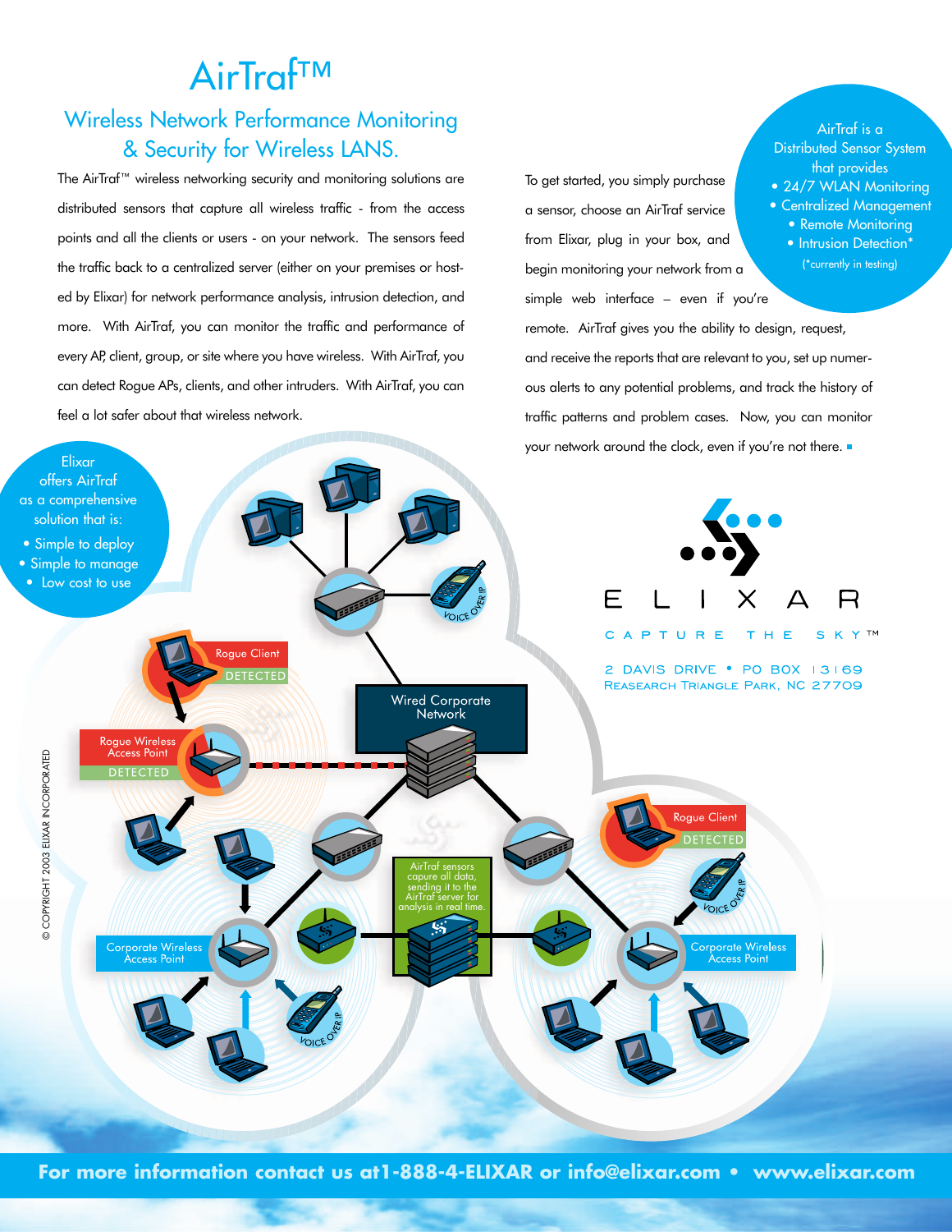# AirTraf™

## Wireless Network Performance Monitoring & Security for Wireless LANS.

The AirTraf™ wireless networking security and monitoring solutions are distributed sensors that capture all wireless traffic - from the access points and all the clients or users - on your network. The sensors feed the traffic back to a centralized server (either on your premises or hosted by Elixar) for network performance analysis, intrusion detection, and more. With AirTraf, you can monitor the traffic and performance of every AP, client, group, or site where you have wireless. With AirTraf, you can detect Rogue APs, clients, and other intruders. With AirTraf, you can feel a lot safer about that wireless network.

To get started, you simply purchase a sensor, choose an AirTraf service from Elixar, plug in your box, and begin monitoring your network from a simple web interface – even if you're remote. AirTraf gives you the ability to design, request, and receive the reports that are relevant to you, set up numerous alerts to any potential problems, and track the history of traffic patterns and problem cases. Now, you can monitor your network around the clock, even if you're not there.

AirTraf is a Distributed Sensor System that provides

- 24/7 WLAN Monitoring
- Centralized Management
- Remote Monitoring
- Intrusion Detection*

(*currently in testing)

Elixar offers AirTraf as a comprehensive solution that is:

- Simple to deploy
- Simple to manage
- Low cost to use

Rogue Client DETECTED

Rogue Wireless Access Point DETECTED

Wired Corporate Network

AirTraf sensors capture all data, sending it to the AirTraf server for analysis in real time.

Corporate Wireless Access Point

VOICE OVER IP

ELIXAR

CAPTURE THE SKY™

2 DAVIS DRIVE • PO BOX 13169
REASEARCH TRIANGLE PARK, NC 27709

© COPYRIGHT 2003 ELIXAR INCORPORATED

**For more information contact us at1-888-4-ELIXAR or info@elixar.com • www.elixar.com**